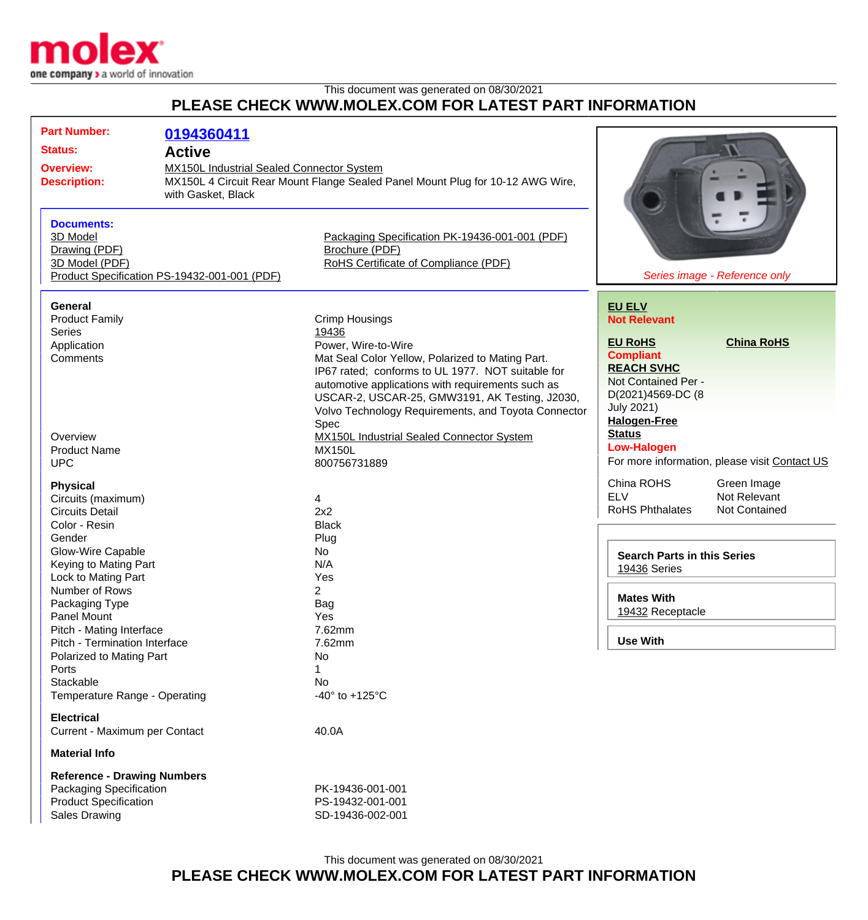This document was generated on 08/30/2021

# PLEASE CHECK WWW.MOLEX.COM FOR LATEST PART INFORMATION

| | |
|---|---|
| **Part Number:** | **0194360411** |
| **Status:** | **Active** |
| **Overview:** | MX150L Industrial Sealed Connector System |
| **Description:** | MX150L 4 Circuit Rear Mount Flange Sealed Panel Mount Plug for 10-12 AWG Wire, with Gasket, Black |

*Series image - Reference only*

**Documents:**

- 3D Model
- Drawing (PDF)
- 3D Model (PDF)
- Product Specification PS-19432-001-001 (PDF)
- Packaging Specification PK-19436-001-001 (PDF)
- Brochure (PDF)
- RoHS Certificate of Compliance (PDF)

### General

| | |
|---|---|
| Product Family | Crimp Housings |
| Series | 19436 |
| Application | Power, Wire-to-Wire |
| Comments | Mat Seal Color Yellow, Polarized to Mating Part. IP67 rated; conforms to UL 1977. NOT suitable for automotive applications with requirements such as USCAR-2, USCAR-25, GMW3191, AK Testing, J2030, Volvo Technology Requirements, and Toyota Connector Spec |
| Overview | MX150L Industrial Sealed Connector System |
| Product Name | MX150L |
| UPC | 800756731889 |

### Physical

| | |
|---|---|
| Circuits (maximum) | 4 |
| Circuits Detail | 2x2 |
| Color - Resin | Black |
| Gender | Plug |
| Glow-Wire Capable | No |
| Keying to Mating Part | N/A |
| Lock to Mating Part | Yes |
| Number of Rows | 2 |
| Packaging Type | Bag |
| Panel Mount | Yes |
| Pitch - Mating Interface | 7.62mm |
| Pitch - Termination Interface | 7.62mm |
| Polarized to Mating Part | No |
| Ports | 1 |
| Stackable | No |
| Temperature Range - Operating | -40° to +125°C |

### Electrical

| | |
|---|---|
| Current - Maximum per Contact | 40.0A |

### Material Info

### Reference - Drawing Numbers

| | |
|---|---|
| Packaging Specification | PK-19436-001-001 |
| Product Specification | PS-19432-001-001 |
| Sales Drawing | SD-19436-002-001 |

**EU ELV**
**Not Relevant**

**EU RoHS** — **Compliant**

**China RoHS**

**REACH SVHC**
Not Contained Per - D(2021)4569-DC (8 July 2021)

**Halogen-Free Status**
**Low-Halogen**

For more information, please visit Contact US

| | |
|---|---|
| China ROHS | Green Image |
| ELV | Not Relevant |
| RoHS Phthalates | Not Contained |

**Search Parts in this Series**
19436 Series

**Mates With**
19432 Receptacle

**Use With**

This document was generated on 08/30/2021

# PLEASE CHECK WWW.MOLEX.COM FOR LATEST PART INFORMATION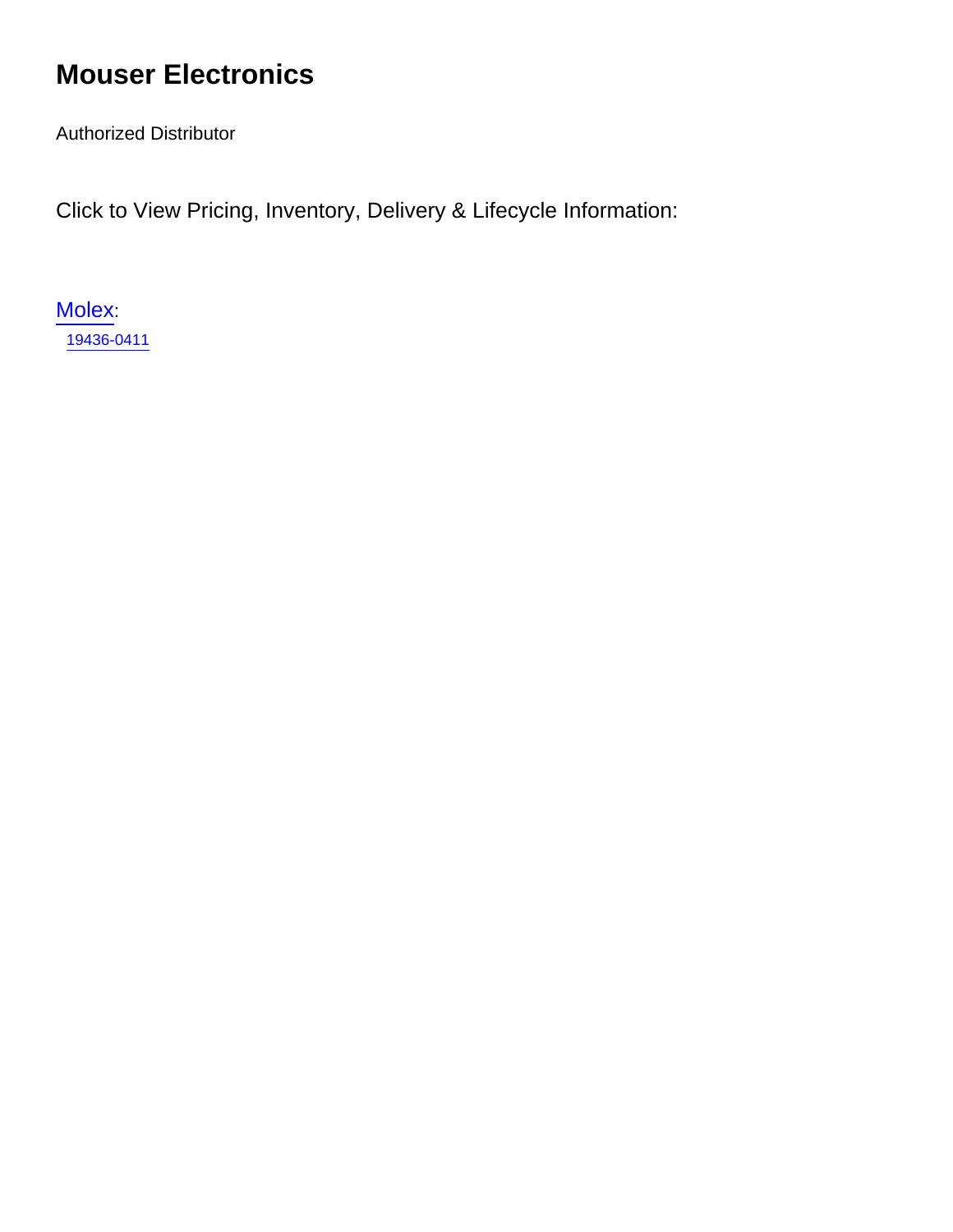# Mouser Electronics

Authorized Distributor

Click to View Pricing, Inventory, Delivery & Lifecycle Information:

Molex:

19436-0411